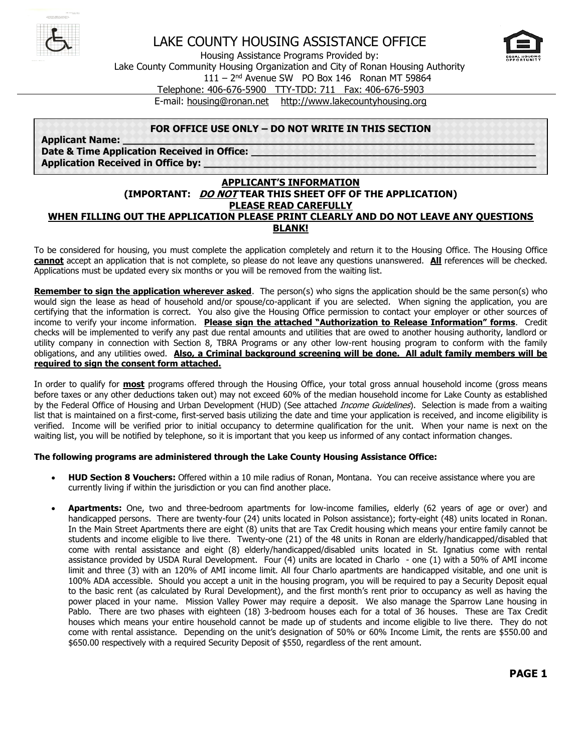# LAKE COUNTY HOUSING ASSISTANCE OFFICE

Housing Assistance Programs Provided by:
Lake County Community Housing Organization and City of Ronan Housing Authority
111 – 2nd Avenue SW PO Box 146 Ronan MT 59864
Telephone: 406-676-5900 TTY-TDD: 711 Fax: 406-676-5903
E-mail: housing@ronan.net http://www.lakecountyhousing.org

**FOR OFFICE USE ONLY – DO NOT WRITE IN THIS SECTION**

**Applicant Name: ______________________________**
**Date & Time Application Received in Office: ______________________________**
**Application Received in Office by: ______________________________**

## APPLICANT'S INFORMATION
## (IMPORTANT: *DO NOT* TEAR THIS SHEET OFF OF THE APPLICATION)
## PLEASE READ CAREFULLY
## WHEN FILLING OUT THE APPLICATION PLEASE PRINT CLEARLY AND DO NOT LEAVE ANY QUESTIONS BLANK!

To be considered for housing, you must complete the application completely and return it to the Housing Office. The Housing Office **cannot** accept an application that is not complete, so please do not leave any questions unanswered. **All** references will be checked. Applications must be updated every six months or you will be removed from the waiting list.

**Remember to sign the application wherever asked**. The person(s) who signs the application should be the same person(s) who would sign the lease as head of household and/or spouse/co-applicant if you are selected. When signing the application, you are certifying that the information is correct. You also give the Housing Office permission to contact your employer or other sources of income to verify your income information. **Please sign the attached "Authorization to Release Information" forms**. Credit checks will be implemented to verify any past due rental amounts and utilities that are owed to another housing authority, landlord or utility company in connection with Section 8, TBRA Programs or any other low-rent housing program to conform with the family obligations, and any utilities owed. **Also, a Criminal background screening will be done. All adult family members will be required to sign the consent form attached.**

In order to qualify for **most** programs offered through the Housing Office, your total gross annual household income (gross means before taxes or any other deductions taken out) may not exceed 60% of the median household income for Lake County as established by the Federal Office of Housing and Urban Development (HUD) (See attached *Income Guidelines*). Selection is made from a waiting list that is maintained on a first-come, first-served basis utilizing the date and time your application is received, and income eligibility is verified. Income will be verified prior to initial occupancy to determine qualification for the unit. When your name is next on the waiting list, you will be notified by telephone, so it is important that you keep us informed of any contact information changes.

**The following programs are administered through the Lake County Housing Assistance Office:**

- **HUD Section 8 Vouchers:** Offered within a 10 mile radius of Ronan, Montana. You can receive assistance where you are currently living if within the jurisdiction or you can find another place.

- **Apartments:** One, two and three-bedroom apartments for low-income families, elderly (62 years of age or over) and handicapped persons. There are twenty-four (24) units located in Polson assistance); forty-eight (48) units located in Ronan. In the Main Street Apartments there are eight (8) units that are Tax Credit housing which means your entire family cannot be students and income eligible to live there. Twenty-one (21) of the 48 units in Ronan are elderly/handicapped/disabled that come with rental assistance and eight (8) elderly/handicapped/disabled units located in St. Ignatius come with rental assistance provided by USDA Rural Development. Four (4) units are located in Charlo - one (1) with a 50% of AMI income limit and three (3) with an 120% of AMI income limit. All four Charlo apartments are handicapped visitable, and one unit is 100% ADA accessible. Should you accept a unit in the housing program, you will be required to pay a Security Deposit equal to the basic rent (as calculated by Rural Development), and the first month's rent prior to occupancy as well as having the power placed in your name. Mission Valley Power may require a deposit. We also manage the Sparrow Lane housing in Pablo. There are two phases with eighteen (18) 3-bedroom houses each for a total of 36 houses. These are Tax Credit houses which means your entire household cannot be made up of students and income eligible to live there. They do not come with rental assistance. Depending on the unit's designation of 50% or 60% Income Limit, the rents are $550.00 and $650.00 respectively with a required Security Deposit of $550, regardless of the rent amount.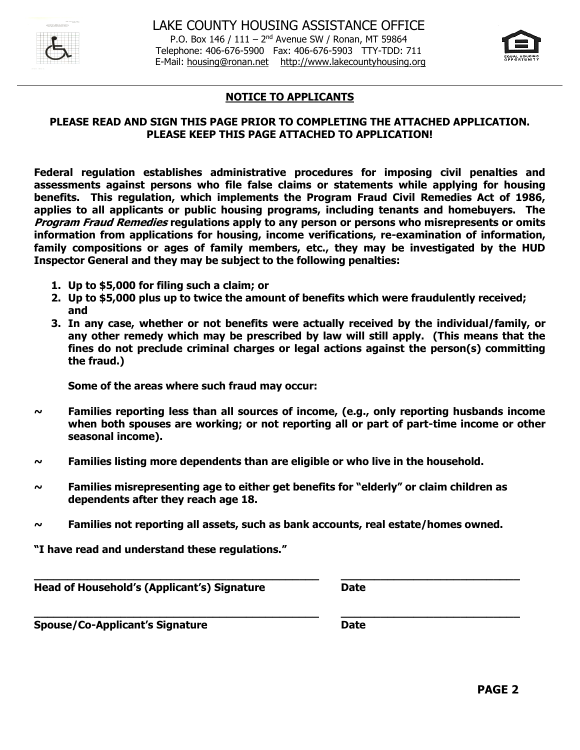LAKE COUNTY HOUSING ASSISTANCE OFFICE
P.O. Box 146 / 111 – 2nd Avenue SW / Ronan, MT 59864
Telephone: 406-676-5900 Fax: 406-676-5903 TTY-TDD: 711
E-Mail: housing@ronan.net http://www.lakecountyhousing.org

## NOTICE TO APPLICANTS

**PLEASE READ AND SIGN THIS PAGE PRIOR TO COMPLETING THE ATTACHED APPLICATION. PLEASE KEEP THIS PAGE ATTACHED TO APPLICATION!**

**Federal regulation establishes administrative procedures for imposing civil penalties and assessments against persons who file false claims or statements while applying for housing benefits. This regulation, which implements the Program Fraud Civil Remedies Act of 1986, applies to all applicants or public housing programs, including tenants and homebuyers. The *Program Fraud Remedies* regulations apply to any person or persons who misrepresents or omits information from applications for housing, income verifications, re-examination of information, family compositions or ages of family members, etc., they may be investigated by the HUD Inspector General and they may be subject to the following penalties:**

1. **Up to $5,000 for filing such a claim; or**
2. **Up to $5,000 plus up to twice the amount of benefits which were fraudulently received; and**
3. **In any case, whether or not benefits were actually received by the individual/family, or any other remedy which may be prescribed by law will still apply. (This means that the fines do not preclude criminal charges or legal actions against the person(s) committing the fraud.)**

**Some of the areas where such fraud may occur:**

- **Families reporting less than all sources of income, (e.g., only reporting husbands income when both spouses are working; or not reporting all or part of part-time income or other seasonal income).**
- **Families listing more dependents than are eligible or who live in the household.**
- **Families misrepresenting age to either get benefits for "elderly" or claim children as dependents after they reach age 18.**
- **Families not reporting all assets, such as bank accounts, real estate/homes owned.**

**"I have read and understand these regulations."**

**Head of Household's (Applicant's) Signature** ______________________ **Date** ____________

**Spouse/Co-Applicant's Signature** ______________________ **Date** ____________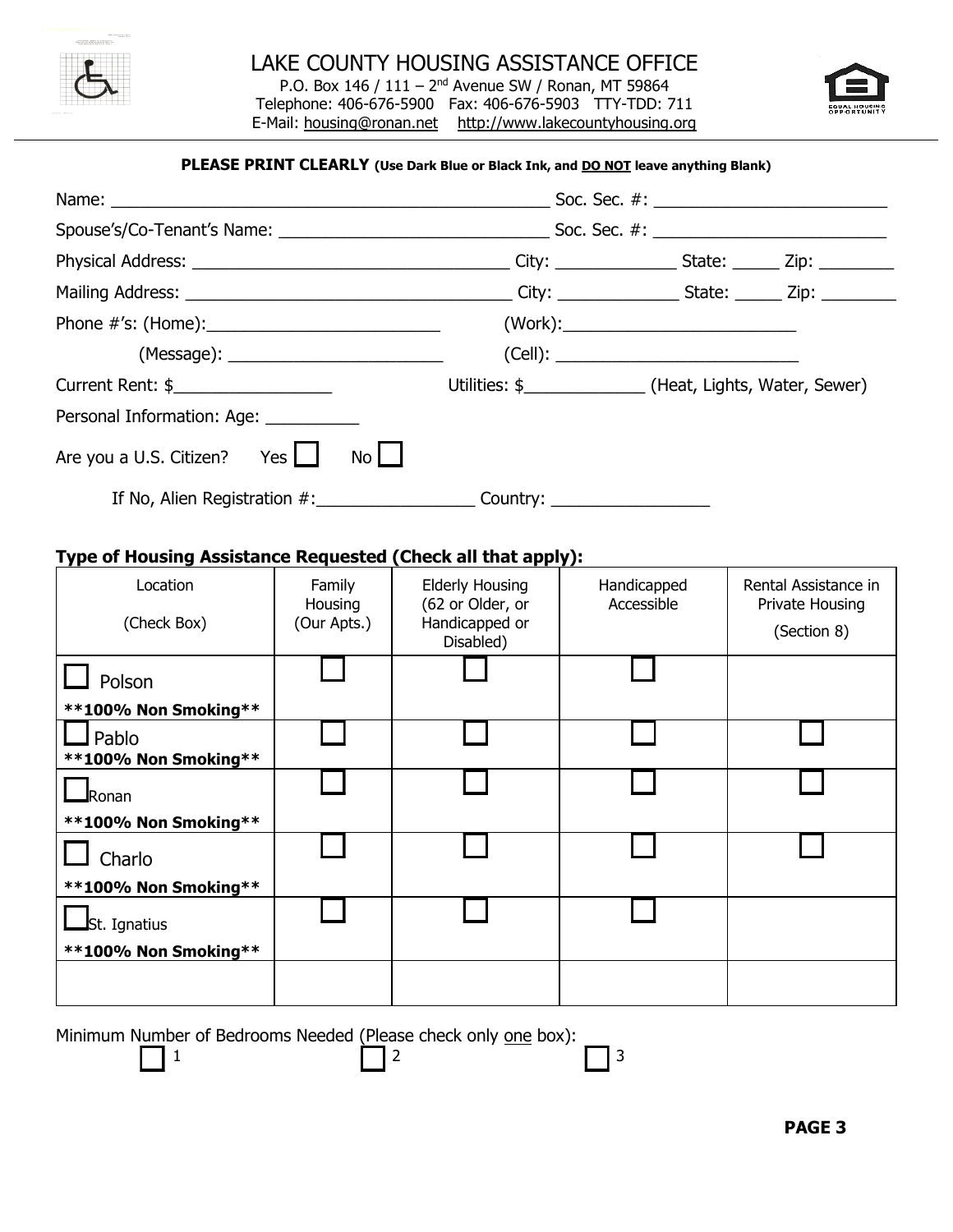# LAKE COUNTY HOUSING ASSISTANCE OFFICE

P.O. Box 146 / 111 – 2nd Avenue SW / Ronan, MT 59864
Telephone: 406-676-5900 Fax: 406-676-5903 TTY-TDD: 711
E-Mail: housing@ronan.net http://www.lakecountyhousing.org

---

**PLEASE PRINT CLEARLY (Use Dark Blue or Black Ink, and DO NOT leave anything Blank)**

Name: ______________________________________________ Soc. Sec. #: _________________________

Spouse's/Co-Tenant's Name: ____________________________ Soc. Sec. #: _________________________

Physical Address: ___________________________________ City: _____________ State: _____ Zip: ________

Mailing Address: ___________________________________ City: _____________ State: _____ Zip: ________

Phone #'s: (Home):_________________________ (Work):_________________________

(Message): _______________________ (Cell): _________________________

Current Rent: $_________________ Utilities: $_____________ (Heat, Lights, Water, Sewer)

Personal Information: Age: __________

Are you a U.S. Citizen? Yes ☐ No ☐

If No, Alien Registration #:________________ Country: ________________

**Type of Housing Assistance Requested (Check all that apply):**

| Location (Check Box) | Family Housing (Our Apts.) | Elderly Housing (62 or Older, or Handicapped or Disabled) | Handicapped Accessible | Rental Assistance in Private Housing (Section 8) |
|---|---|---|---|---|
| ☐ Polson **100% Non Smoking** | ☐ | ☐ | ☐ | |
| ☐ Pablo **100% Non Smoking** | ☐ | ☐ | ☐ | ☐ |
| ☐ Ronan **100% Non Smoking** | ☐ | ☐ | ☐ | ☐ |
| ☐ Charlo **100% Non Smoking** | ☐ | ☐ | ☐ | ☐ |
| ☐ St. Ignatius **100% Non Smoking** | ☐ | ☐ | ☐ | |
| | | | | |

Minimum Number of Bedrooms Needed (Please check only one box):

☐ 1 ☐ 2 ☐ 3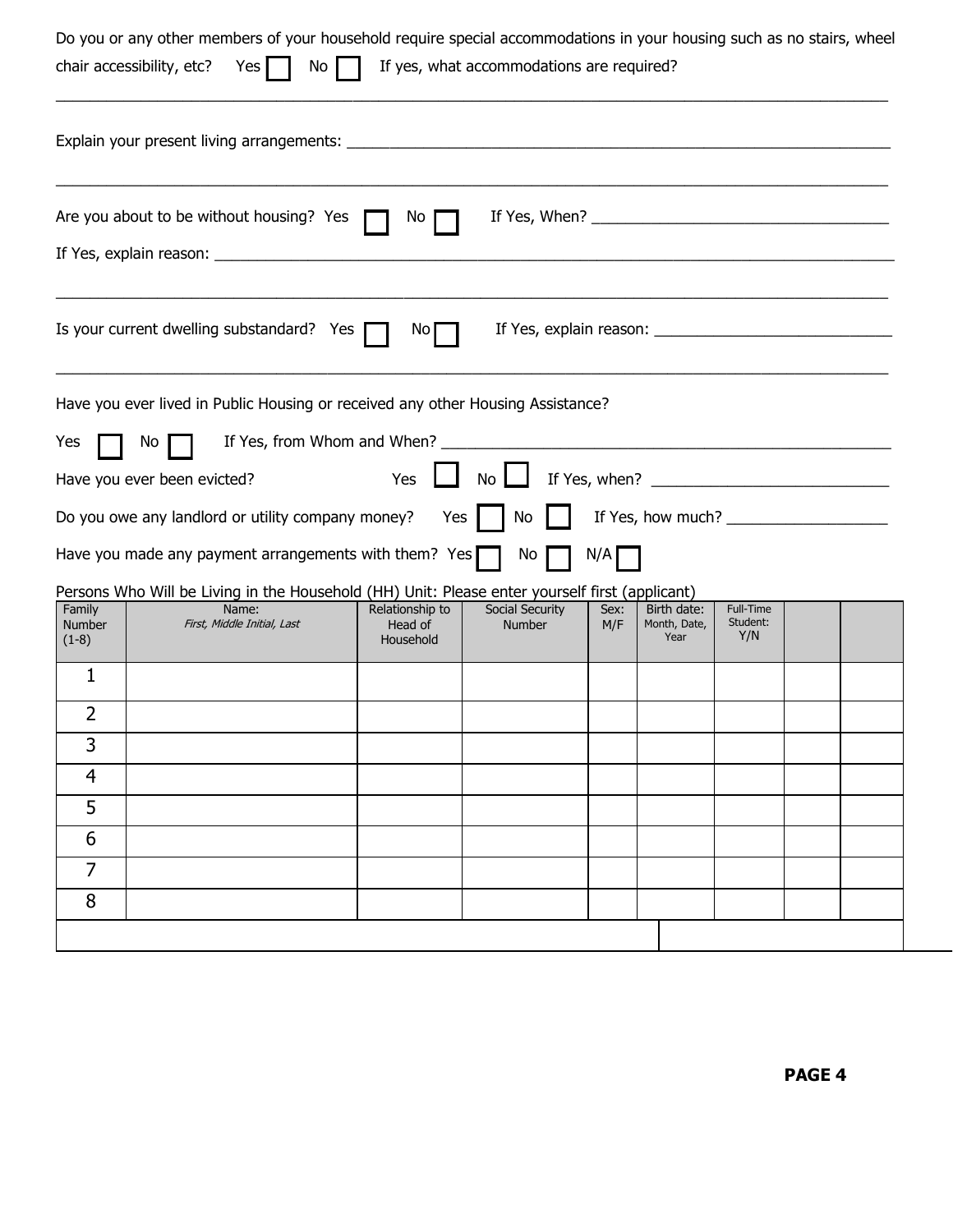Do you or any other members of your household require special accommodations in your housing such as no stairs, wheel chair accessibility, etc? Yes ☐ No ☐ If yes, what accommodations are required?

_______________________________________________________________________________________________

Explain your present living arrangements: ____________________________________________________________

_______________________________________________________________________________________________

Are you about to be without housing? Yes ☐ No ☐ If Yes, When? ___________________________________

If Yes, explain reason: ____________________________________________________________________________

_______________________________________________________________________________________________

Is your current dwelling substandard? Yes ☐ No ☐ If Yes, explain reason: ____________________________

_______________________________________________________________________________________________

Have you ever lived in Public Housing or received any other Housing Assistance?

Yes ☐ No ☐ If Yes, from Whom and When? ________________________________________________

Have you ever been evicted? Yes ☐ No ☐ If Yes, when? ____________________________

Do you owe any landlord or utility company money? Yes ☐ No ☐ If Yes, how much? __________________

Have you made any payment arrangements with them? Yes ☐ No ☐ N/A ☐

Persons Who Will be Living in the Household (HH) Unit: Please enter yourself first (applicant)

| Family Number (1-8) | Name: *First, Middle Initial, Last* | Relationship to Head of Household | Social Security Number | Sex: M/F | Birth date: Month, Date, Year | Full-Time Student: Y/N | | |
|---|---|---|---|---|---|---|---|---|
| 1 | | | | | | | | |
| 2 | | | | | | | | |
| 3 | | | | | | | | |
| 4 | | | | | | | | |
| 5 | | | | | | | | |
| 6 | | | | | | | | |
| 7 | | | | | | | | |
| 8 | | | | | | | | |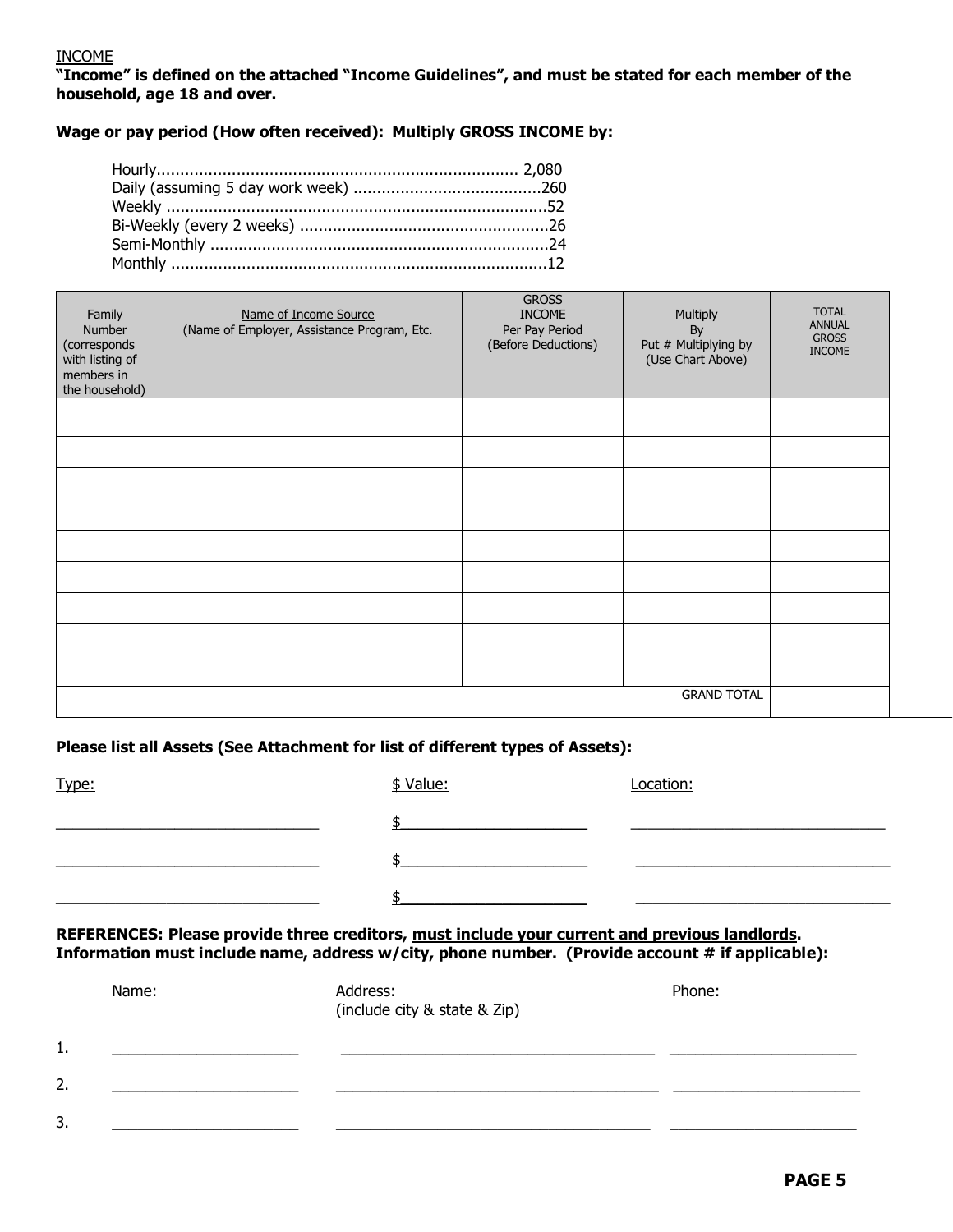INCOME

**"Income" is defined on the attached "Income Guidelines", and must be stated for each member of the household, age 18 and over.**

**Wage or pay period (How often received): Multiply GROSS INCOME by:**

Hourly............................................................................ 2,080
Daily (assuming 5 day work week) ........................................260
Weekly ................................................................................52
Bi-Weekly (every 2 weeks) ....................................................26
Semi-Monthly .......................................................................24
Monthly ...............................................................................12

| Family Number (corresponds with listing of members in the household) | Name of Income Source (Name of Employer, Assistance Program, Etc. | GROSS INCOME Per Pay Period (Before Deductions) | Multiply By Put # Multiplying by (Use Chart Above) | TOTAL ANNUAL GROSS INCOME |
|---|---|---|---|---|
| | | | | |
| | | | | |
| | | | | |
| | | | | |
| | | | | |
| | | | | |
| | | | | |
| | | | | |
| | | | | |
| | | | GRAND TOTAL | |

**Please list all Assets (See Attachment for list of different types of Assets):**

| Type: | $ Value: | Location: |
|---|---|---|
| ______________________________ | $____________________ | ______________________________ |
| ______________________________ | $____________________ | ______________________________ |
| ______________________________ | $____________________ | ______________________________ |

**REFERENCES: Please provide three creditors, <u>must include your current and previous landlords</u>. Information must include name, address w/city, phone number. (Provide account # if applicable):**

| | Name: | Address: (include city & state & Zip) | Phone: |
|---|---|---|---|
| 1. | ______________________ | ____________________________________ | _____________________ |
| 2. | ______________________ | ____________________________________ | _____________________ |
| 3. | ______________________ | ____________________________________ | _____________________ |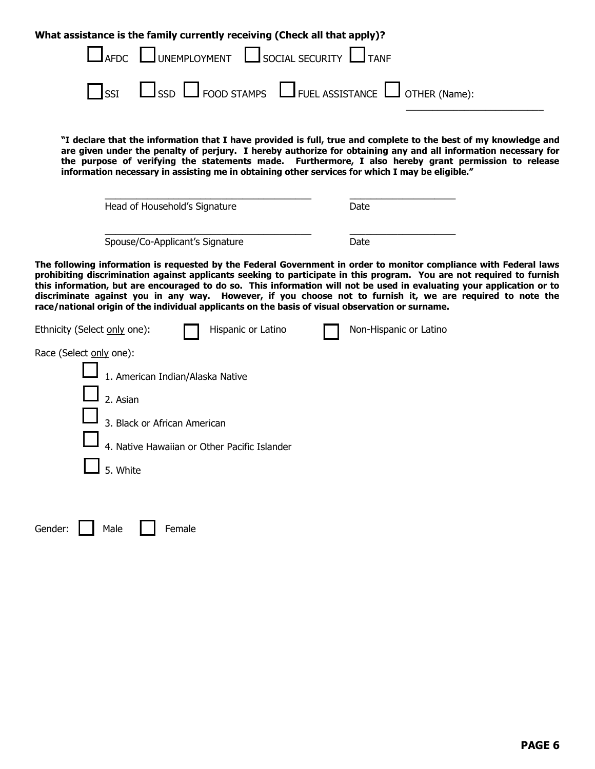**What assistance is the family currently receiving (Check all that apply)?**

☐ AFDC ☐ UNEMPLOYMENT ☐ SOCIAL SECURITY ☐ TANF

☐ SSI ☐ SSD ☐ FOOD STAMPS ☐ FUEL ASSISTANCE ☐ OTHER (Name): ______________________

**"I declare that the information that I have provided is full, true and complete to the best of my knowledge and are given under the penalty of perjury. I hereby authorize for obtaining any and all information necessary for the purpose of verifying the statements made. Furthermore, I also hereby grant permission to release information necessary in assisting me in obtaining other services for which I may be eligible."**

________________________________________ ____________________
Head of Household's Signature Date

________________________________________ ____________________
Spouse/Co-Applicant's Signature Date

**The following information is requested by the Federal Government in order to monitor compliance with Federal laws prohibiting discrimination against applicants seeking to participate in this program. You are not required to furnish this information, but are encouraged to do so. This information will not be used in evaluating your application or to discriminate against you in any way. However, if you choose not to furnish it, we are required to note the race/national origin of the individual applicants on the basis of visual observation or surname.**

Ethnicity (Select only one): ☐ Hispanic or Latino ☐ Non-Hispanic or Latino

Race (Select only one):

☐ 1. American Indian/Alaska Native

☐ 2. Asian

☐ 3. Black or African American

☐ 4. Native Hawaiian or Other Pacific Islander

☐ 5. White

Gender: ☐ Male ☐ Female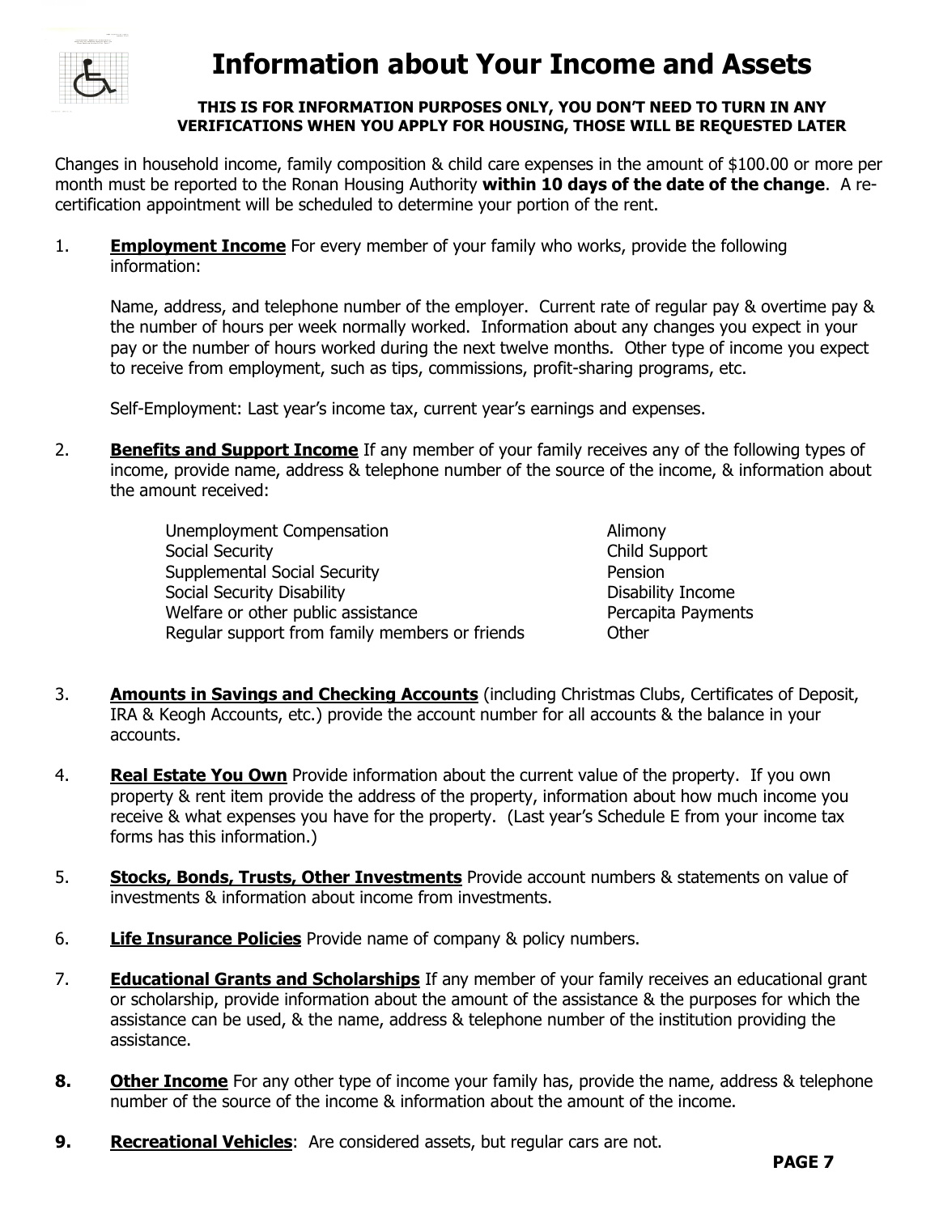# Information about Your Income and Assets

**THIS IS FOR INFORMATION PURPOSES ONLY, YOU DON'T NEED TO TURN IN ANY VERIFICATIONS WHEN YOU APPLY FOR HOUSING, THOSE WILL BE REQUESTED LATER**

Changes in household income, family composition & child care expenses in the amount of $100.00 or more per month must be reported to the Ronan Housing Authority **within 10 days of the date of the change**. A re-certification appointment will be scheduled to determine your portion of the rent.

1. **Employment Income** For every member of your family who works, provide the following information:

   Name, address, and telephone number of the employer. Current rate of regular pay & overtime pay & the number of hours per week normally worked. Information about any changes you expect in your pay or the number of hours worked during the next twelve months. Other type of income you expect to receive from employment, such as tips, commissions, profit-sharing programs, etc.

   Self-Employment: Last year's income tax, current year's earnings and expenses.

2. **Benefits and Support Income** If any member of your family receives any of the following types of income, provide name, address & telephone number of the source of the income, & information about the amount received:

   - Unemployment Compensation
   - Social Security
   - Supplemental Social Security
   - Social Security Disability
   - Welfare or other public assistance
   - Regular support from family members or friends
   - Alimony
   - Child Support
   - Pension
   - Disability Income
   - Percapita Payments
   - Other

3. **Amounts in Savings and Checking Accounts** (including Christmas Clubs, Certificates of Deposit, IRA & Keogh Accounts, etc.) provide the account number for all accounts & the balance in your accounts.

4. **Real Estate You Own** Provide information about the current value of the property. If you own property & rent item provide the address of the property, information about how much income you receive & what expenses you have for the property. (Last year's Schedule E from your income tax forms has this information.)

5. **Stocks, Bonds, Trusts, Other Investments** Provide account numbers & statements on value of investments & information about income from investments.

6. **Life Insurance Policies** Provide name of company & policy numbers.

7. **Educational Grants and Scholarships** If any member of your family receives an educational grant or scholarship, provide information about the amount of the assistance & the purposes for which the assistance can be used, & the name, address & telephone number of the institution providing the assistance.

8. **Other Income** For any other type of income your family has, provide the name, address & telephone number of the source of the income & information about the amount of the income.

9. **Recreational Vehicles**: Are considered assets, but regular cars are not.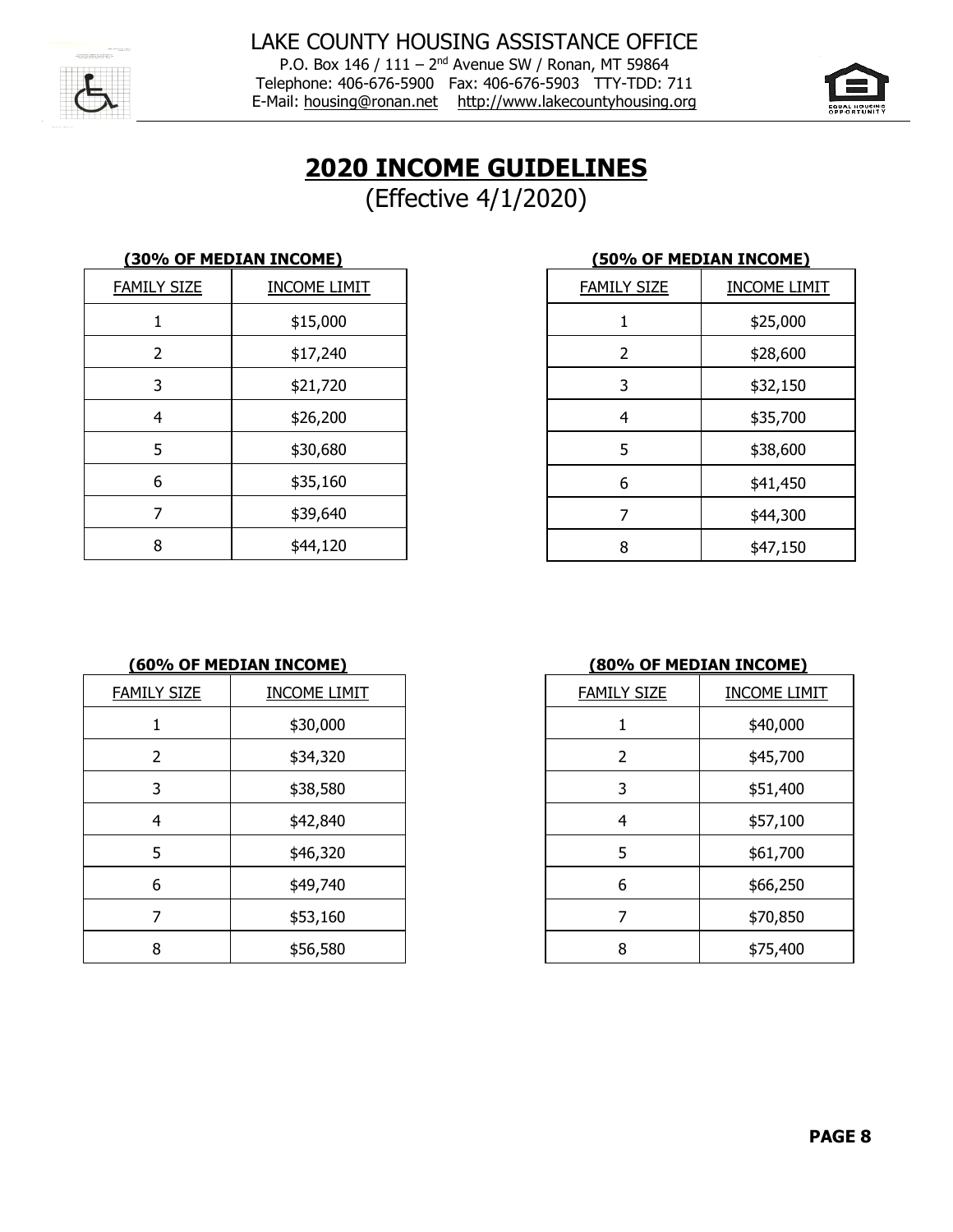LAKE COUNTY HOUSING ASSISTANCE OFFICE
P.O. Box 146 / 111 – 2nd Avenue SW / Ronan, MT 59864
Telephone: 406-676-5900 Fax: 406-676-5903 TTY-TDD: 711
E-Mail: housing@ronan.net http://www.lakecountyhousing.org

# 2020 INCOME GUIDELINES

(Effective 4/1/2020)

**(30% OF MEDIAN INCOME)**

| FAMILY SIZE | INCOME LIMIT |
|---|---|
| 1 | $15,000 |
| 2 | $17,240 |
| 3 | $21,720 |
| 4 | $26,200 |
| 5 | $30,680 |
| 6 | $35,160 |
| 7 | $39,640 |
| 8 | $44,120 |

**(50% OF MEDIAN INCOME)**

| FAMILY SIZE | INCOME LIMIT |
|---|---|
| 1 | $25,000 |
| 2 | $28,600 |
| 3 | $32,150 |
| 4 | $35,700 |
| 5 | $38,600 |
| 6 | $41,450 |
| 7 | $44,300 |
| 8 | $47,150 |

**(60% OF MEDIAN INCOME)**

| FAMILY SIZE | INCOME LIMIT |
|---|---|
| 1 | $30,000 |
| 2 | $34,320 |
| 3 | $38,580 |
| 4 | $42,840 |
| 5 | $46,320 |
| 6 | $49,740 |
| 7 | $53,160 |
| 8 | $56,580 |

**(80% OF MEDIAN INCOME)**

| FAMILY SIZE | INCOME LIMIT |
|---|---|
| 1 | $40,000 |
| 2 | $45,700 |
| 3 | $51,400 |
| 4 | $57,100 |
| 5 | $61,700 |
| 6 | $66,250 |
| 7 | $70,850 |
| 8 | $75,400 |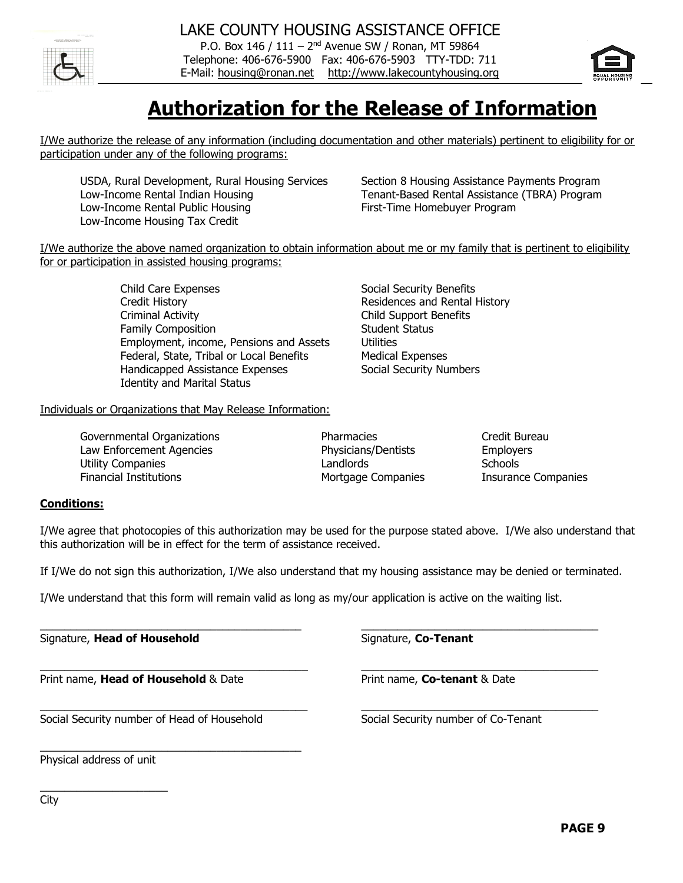LAKE COUNTY HOUSING ASSISTANCE OFFICE

P.O. Box 146 / 111 – 2nd Avenue SW / Ronan, MT 59864
Telephone: 406-676-5900 Fax: 406-676-5903 TTY-TDD: 711
E-Mail: housing@ronan.net http://www.lakecountyhousing.org

# Authorization for the Release of Information

I/We authorize the release of any information (including documentation and other materials) pertinent to eligibility for or participation under any of the following programs:

- USDA, Rural Development, Rural Housing Services
- Low-Income Rental Indian Housing
- Low-Income Rental Public Housing
- Low-Income Housing Tax Credit
- Section 8 Housing Assistance Payments Program
- Tenant-Based Rental Assistance (TBRA) Program
- First-Time Homebuyer Program

I/We authorize the above named organization to obtain information about me or my family that is pertinent to eligibility for or participation in assisted housing programs:

- Child Care Expenses
- Credit History
- Criminal Activity
- Family Composition
- Employment, income, Pensions and Assets
- Federal, State, Tribal or Local Benefits
- Handicapped Assistance Expenses
- Identity and Marital Status
- Social Security Benefits
- Residences and Rental History
- Child Support Benefits
- Student Status
- Utilities
- Medical Expenses
- Social Security Numbers

Individuals or Organizations that May Release Information:

- Governmental Organizations
- Law Enforcement Agencies
- Utility Companies
- Financial Institutions
- Pharmacies
- Physicians/Dentists
- Landlords
- Mortgage Companies
- Credit Bureau
- Employers
- Schools
- Insurance Companies

**Conditions:**

I/We agree that photocopies of this authorization may be used for the purpose stated above. I/We also understand that this authorization will be in effect for the term of assistance received.

If I/We do not sign this authorization, I/We also understand that my housing assistance may be denied or terminated.

I/We understand that this form will remain valid as long as my/our application is active on the waiting list.

| | |
|---|---|
| ______________________________ | ______________________________ |
| Signature, **Head of Household** | Signature, **Co-Tenant** |
| ______________________________ | ______________________________ |
| Print name, **Head of Household** & Date | Print name, **Co-tenant** & Date |
| ______________________________ | ______________________________ |
| Social Security number of Head of Household | Social Security number of Co-Tenant |

______________________________
Physical address of unit

______________________________
City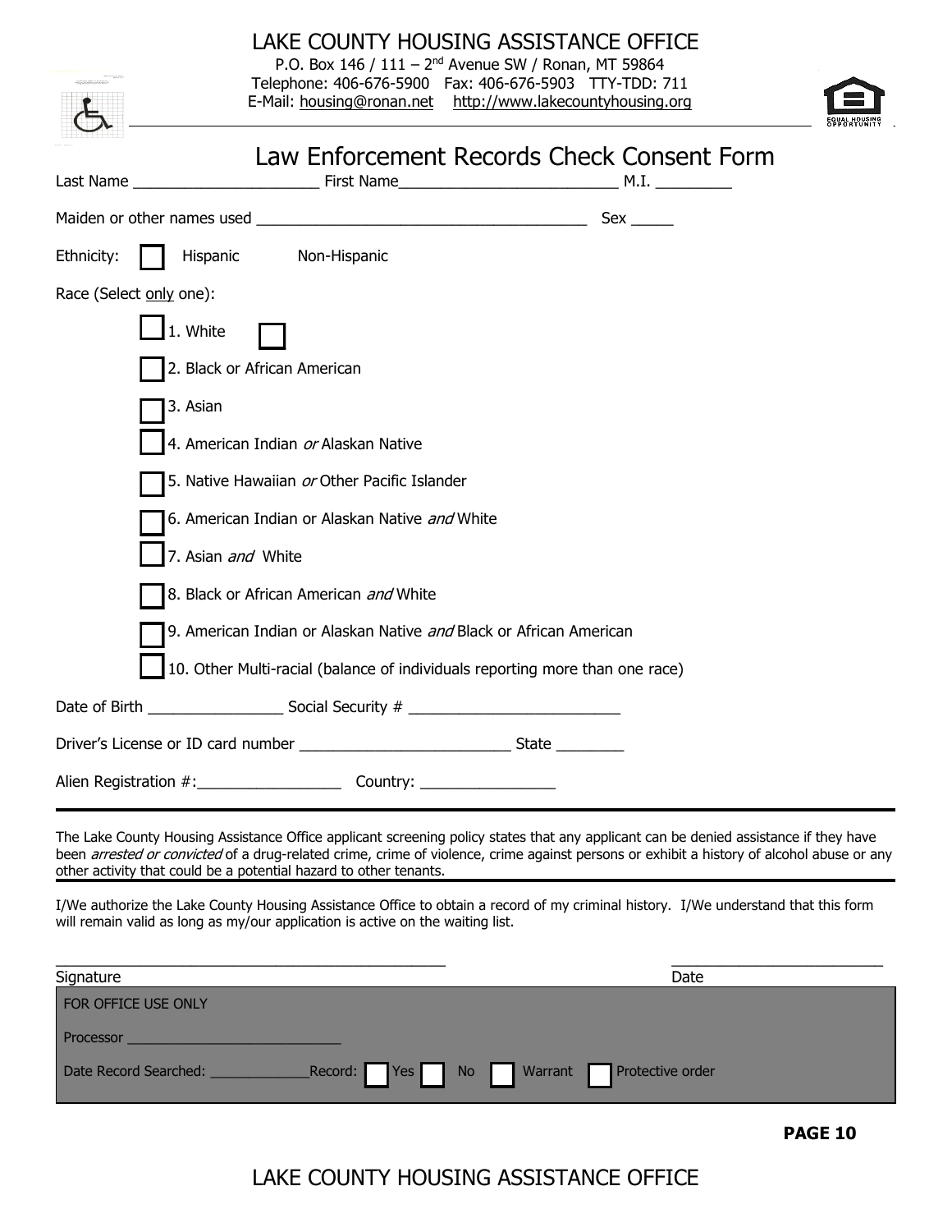# LAKE COUNTY HOUSING ASSISTANCE OFFICE

P.O. Box 146 / 111 – 2nd Avenue SW / Ronan, MT 59864
Telephone: 406-676-5900 Fax: 406-676-5903 TTY-TDD: 711
E-Mail: housing@ronan.net http://www.lakecountyhousing.org

## Law Enforcement Records Check Consent Form

Last Name ______________________ First Name__________________________ M.I. _________

Maiden or other names used _______________________________________ Sex _____

Ethnicity: ☐ Hispanic ☐ Non-Hispanic

Race (Select only one):

☐ 1. White

☐ 2. Black or African American

☐ 3. Asian

☐ 4. American Indian *or* Alaskan Native

☐ 5. Native Hawaiian *or* Other Pacific Islander

☐ 6. American Indian or Alaskan Native *and* White

☐ 7. Asian *and* White

☐ 8. Black or African American *and* White

☐ 9. American Indian or Alaskan Native *and* Black or African American

☐ 10. Other Multi-racial (balance of individuals reporting more than one race)

Date of Birth ________________ Social Security # _________________________

Driver's License or ID card number _________________________ State ________

Alien Registration #:_________________ Country: ________________

---

The Lake County Housing Assistance Office applicant screening policy states that any applicant can be denied assistance if they have been *arrested or convicted* of a drug-related crime, crime of violence, crime against persons or exhibit a history of alcohol abuse or any other activity that could be a potential hazard to other tenants.

---

I/We authorize the Lake County Housing Assistance Office to obtain a record of my criminal history. I/We understand that this form will remain valid as long as my/our application is active on the waiting list.

_______________________________________________ _________________________
Signature Date

FOR OFFICE USE ONLY

Processor ___________________________

Date Record Searched: _____________Record: ☐ Yes ☐ No ☐ Warrant ☐ Protective order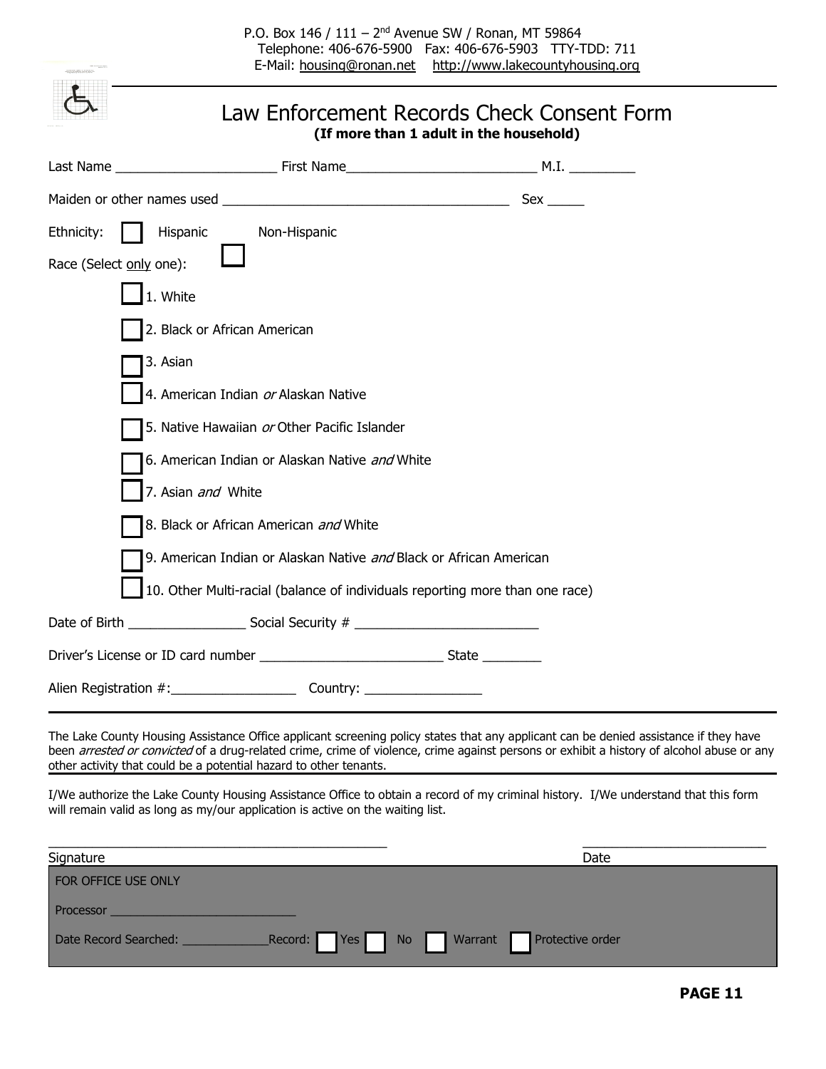P.O. Box 146 / 111 – 2nd Avenue SW / Ronan, MT 59864
Telephone: 406-676-5900 Fax: 406-676-5903 TTY-TDD: 711
E-Mail: housing@ronan.net http://www.lakecountyhousing.org

# Law Enforcement Records Check Consent Form

**(If more than 1 adult in the household)**

Last Name ______________________ First Name__________________________ M.I. _________

Maiden or other names used ________________________________________ Sex _____

Ethnicity: ☐ Hispanic ☐ Non-Hispanic

Race (Select only one):

- ☐ 1. White
- ☐ 2. Black or African American
- ☐ 3. Asian
- ☐ 4. American Indian *or* Alaskan Native
- ☐ 5. Native Hawaiian *or* Other Pacific Islander
- ☐ 6. American Indian or Alaskan Native *and* White
- ☐ 7. Asian *and* White
- ☐ 8. Black or African American *and* White
- ☐ 9. American Indian or Alaskan Native *and* Black or African American
- ☐ 10. Other Multi-racial (balance of individuals reporting more than one race)

Date of Birth ________________ Social Security # _________________________

Driver's License or ID card number _________________________ State ________

Alien Registration #:_________________ Country: ________________

---

The Lake County Housing Assistance Office applicant screening policy states that any applicant can be denied assistance if they have been *arrested or convicted* of a drug-related crime, crime of violence, crime against persons or exhibit a history of alcohol abuse or any other activity that could be a potential hazard to other tenants.

I/We authorize the Lake County Housing Assistance Office to obtain a record of my criminal history. I/We understand that this form will remain valid as long as my/our application is active on the waiting list.

_______________________________________________ _________________________

Signature Date

FOR OFFICE USE ONLY

Processor ____________________________

Date Record Searched: _____________Record: ☐ Yes ☐ No ☐ Warrant ☐ Protective order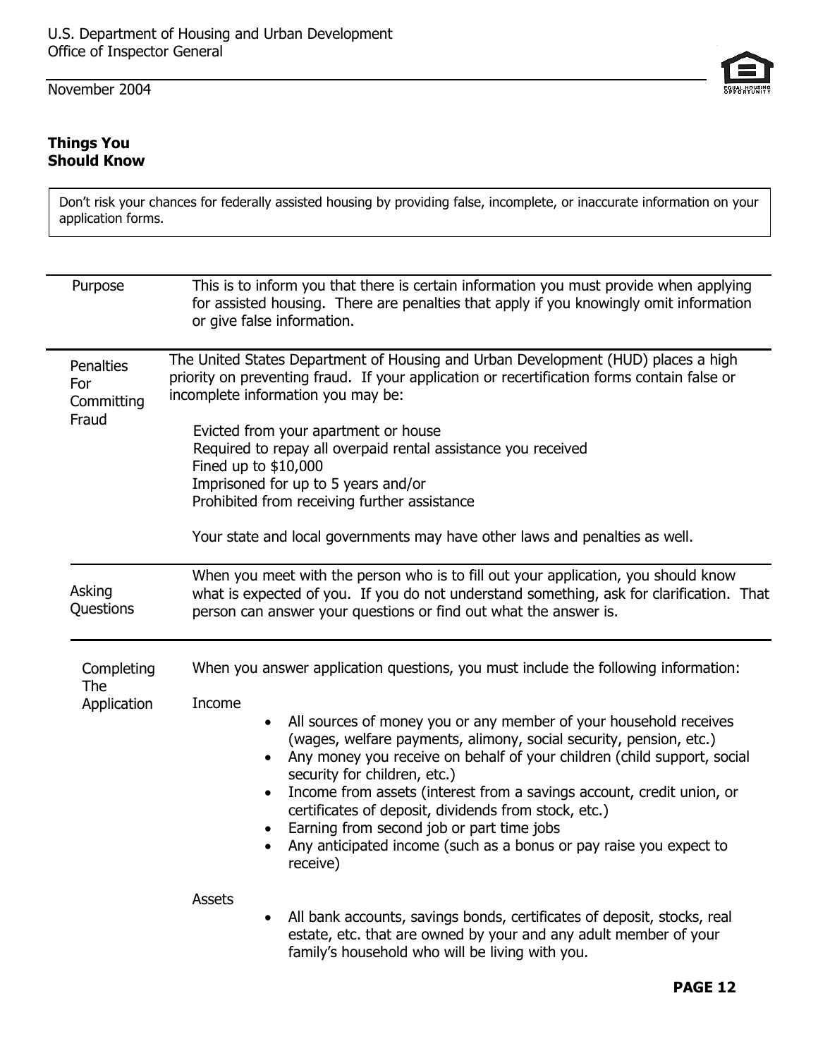U.S. Department of Housing and Urban Development
Office of Inspector General

November 2004

## Things You Should Know

> Don't risk your chances for federally assisted housing by providing false, incomplete, or inaccurate information on your application forms.

### Purpose

This is to inform you that there is certain information you must provide when applying for assisted housing. There are penalties that apply if you knowingly omit information or give false information.

### Penalties For Committing Fraud

The United States Department of Housing and Urban Development (HUD) places a high priority on preventing fraud. If your application or recertification forms contain false or incomplete information you may be:

Evicted from your apartment or house
Required to repay all overpaid rental assistance you received
Fined up to $10,000
Imprisoned for up to 5 years and/or
Prohibited from receiving further assistance

Your state and local governments may have other laws and penalties as well.

### Asking Questions

When you meet with the person who is to fill out your application, you should know what is expected of you. If you do not understand something, ask for clarification. That person can answer your questions or find out what the answer is.

### Completing The Application

When you answer application questions, you must include the following information:

Income

- All sources of money you or any member of your household receives (wages, welfare payments, alimony, social security, pension, etc.)
- Any money you receive on behalf of your children (child support, social security for children, etc.)
- Income from assets (interest from a savings account, credit union, or certificates of deposit, dividends from stock, etc.)
- Earning from second job or part time jobs
- Any anticipated income (such as a bonus or pay raise you expect to receive)

Assets

- All bank accounts, savings bonds, certificates of deposit, stocks, real estate, etc. that are owned by your and any adult member of your family's household who will be living with you.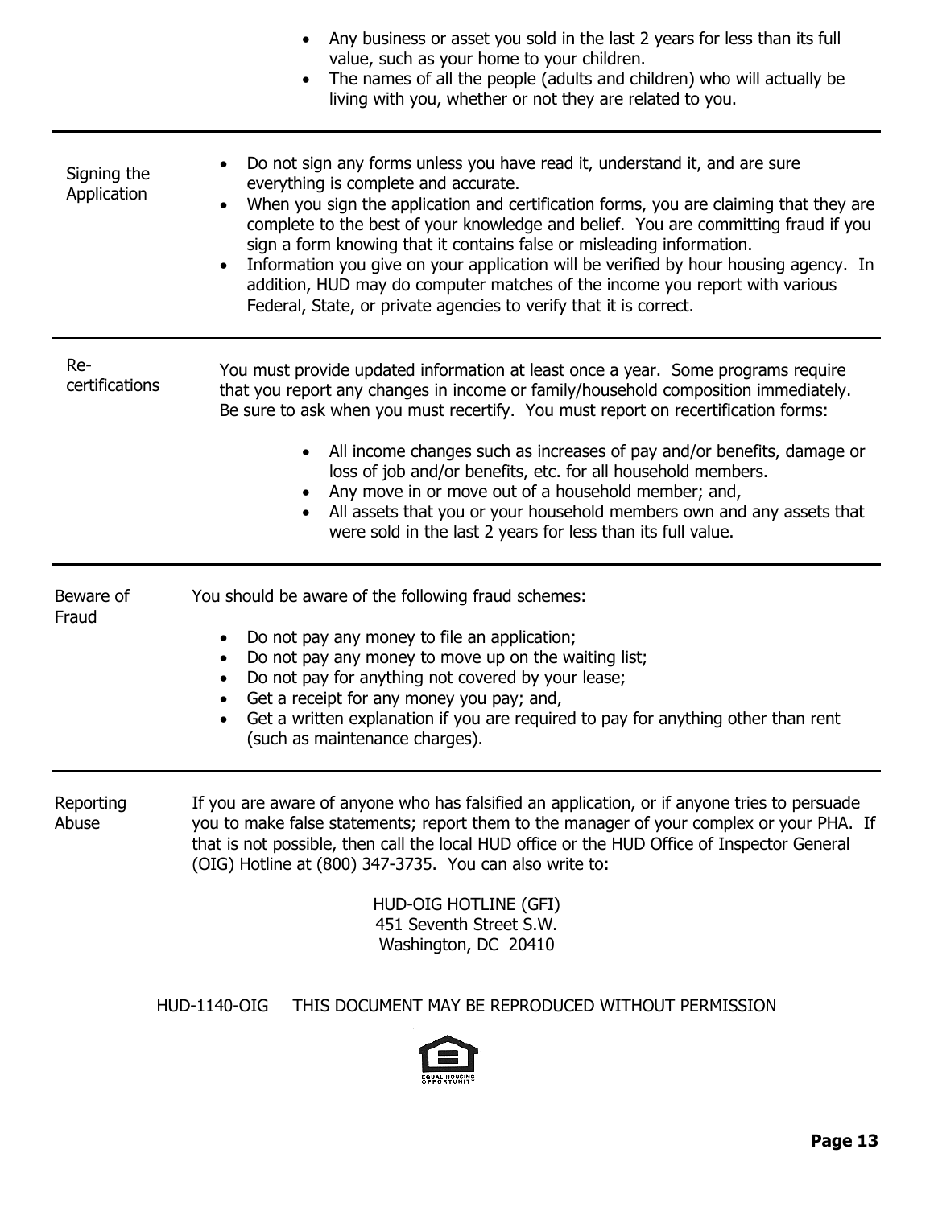- Any business or asset you sold in the last 2 years for less than its full value, such as your home to your children.
- The names of all the people (adults and children) who will actually be living with you, whether or not they are related to you.

---

**Signing the Application**

- Do not sign any forms unless you have read it, understand it, and are sure everything is complete and accurate.
- When you sign the application and certification forms, you are claiming that they are complete to the best of your knowledge and belief. You are committing fraud if you sign a form knowing that it contains false or misleading information.
- Information you give on your application will be verified by hour housing agency. In addition, HUD may do computer matches of the income you report with various Federal, State, or private agencies to verify that it is correct.

---

**Re-certifications**

You must provide updated information at least once a year. Some programs require that you report any changes in income or family/household composition immediately. Be sure to ask when you must recertify. You must report on recertification forms:

- All income changes such as increases of pay and/or benefits, damage or loss of job and/or benefits, etc. for all household members.
- Any move in or move out of a household member; and,
- All assets that you or your household members own and any assets that were sold in the last 2 years for less than its full value.

---

**Beware of Fraud**

You should be aware of the following fraud schemes:

- Do not pay any money to file an application;
- Do not pay any money to move up on the waiting list;
- Do not pay for anything not covered by your lease;
- Get a receipt for any money you pay; and,
- Get a written explanation if you are required to pay for anything other than rent (such as maintenance charges).

---

**Reporting Abuse**

If you are aware of anyone who has falsified an application, or if anyone tries to persuade you to make false statements; report them to the manager of your complex or your PHA. If that is not possible, then call the local HUD office or the HUD Office of Inspector General (OIG) Hotline at (800) 347-3735. You can also write to:

HUD-OIG HOTLINE (GFI)
451 Seventh Street S.W.
Washington, DC 20410

HUD-1140-OIG THIS DOCUMENT MAY BE REPRODUCED WITHOUT PERMISSION

EQUAL HOUSING OPPORTUNITY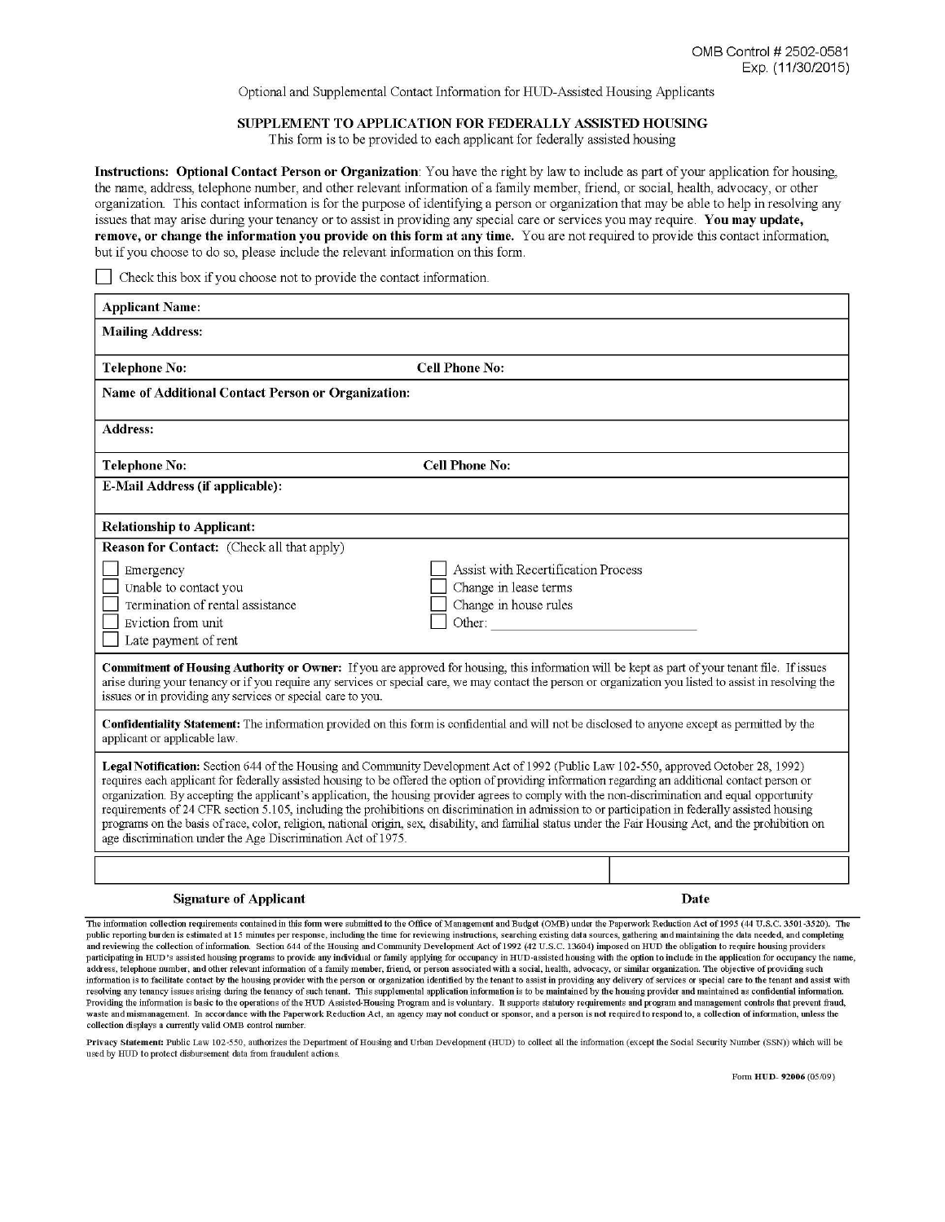OMB Control # 2502-0581
Exp. (11/30/2015)

Optional and Supplemental Contact Information for HUD-Assisted Housing Applicants

## SUPPLEMENT TO APPLICATION FOR FEDERALLY ASSISTED HOUSING

This form is to be provided to each applicant for federally assisted housing

**Instructions: Optional Contact Person or Organization**: You have the right by law to include as part of your application for housing, the name, address, telephone number, and other relevant information of a family member, friend, or social, health, advocacy, or other organization. This contact information is for the purpose of identifying a person or organization that may be able to help in resolving any issues that may arise during your tenancy or to assist in providing any special care or services you may require. **You may update, remove, or change the information you provide on this form at any time.** You are not required to provide this contact information, but if you choose to do so, please include the relevant information on this form.

☐ Check this box if you choose not to provide the contact information.

| | |
|---|---|
| **Applicant Name:** | |
| **Mailing Address:** | |
| **Telephone No:** | **Cell Phone No:** |
| **Name of Additional Contact Person or Organization:** | |
| **Address:** | |
| **Telephone No:** | **Cell Phone No:** |
| **E-Mail Address (if applicable):** | |
| **Relationship to Applicant:** | |

**Reason for Contact:** (Check all that apply)

- ☐ Emergency
- ☐ Unable to contact you
- ☐ Termination of rental assistance
- ☐ Eviction from unit
- ☐ Late payment of rent
- ☐ Assist with Recertification Process
- ☐ Change in lease terms
- ☐ Change in house rules
- ☐ Other: ____________________

**Commitment of Housing Authority or Owner:** If you are approved for housing, this information will be kept as part of your tenant file. If issues arise during your tenancy or if you require any services or special care, we may contact the person or organization you listed to assist in resolving the issues or in providing any services or special care to you.

**Confidentiality Statement:** The information provided on this form is confidential and will not be disclosed to anyone except as permitted by the applicant or applicable law.

**Legal Notification:** Section 644 of the Housing and Community Development Act of 1992 (Public Law 102-550, approved October 28, 1992) requires each applicant for federally assisted housing to be offered the option of providing information regarding an additional contact person or organization. By accepting the applicant's application, the housing provider agrees to comply with the non-discrimination and equal opportunity requirements of 24 CFR section 5.105, including the prohibitions on discrimination in admission to or participation in federally assisted housing programs on the basis of race, color, religion, national origin, sex, disability, and familial status under the Fair Housing Act, and the prohibition on age discrimination under the Age Discrimination Act of 1975.

| | |
|---|---|
| | |
| **Signature of Applicant** | **Date** |

The information collection requirements contained in this form were submitted to the Office of Management and Budget (OMB) under the Paperwork Reduction Act of 1995 (44 U.S.C. 3501-3520). The public reporting burden is estimated at 15 minutes per response, including the time for reviewing instructions, searching existing data sources, gathering and maintaining the data needed, and completing and reviewing the collection of information. Section 644 of the Housing and Community Development Act of 1992 (42 U.S.C. 13604) imposed on HUD the obligation to require housing providers participating in HUD's assisted housing programs to provide any individual or family applying for occupancy in HUD-assisted housing with the option to include in the application for occupancy the name, address, telephone number, and other relevant information of a family member, friend, or person associated with a social, health, advocacy, or similar organization. The objective of providing such information is to facilitate contact by the housing provider with the person or organization identified by the tenant to assist in providing any delivery of services or special care to the tenant and assist with resolving any tenancy issues arising during the tenancy of such tenant. This supplemental application information is to be maintained by the housing provider and maintained as confidential information. Providing the information is basic to the operations of the HUD Assisted-Housing Program and is voluntary. It supports statutory requirements and program and management controls that prevent fraud, waste and mismanagement. In accordance with the Paperwork Reduction Act, an agency may not conduct or sponsor, and a person is not required to respond to, a collection of information, unless the collection displays a currently valid OMB control number.

**Privacy Statement:** Public Law 102-550, authorizes the Department of Housing and Urban Development (HUD) to collect all the information (except the Social Security Number (SSN)) which will be used by HUD to protect disbursement data from fraudulent actions.

Form **HUD- 92006** (05/09)